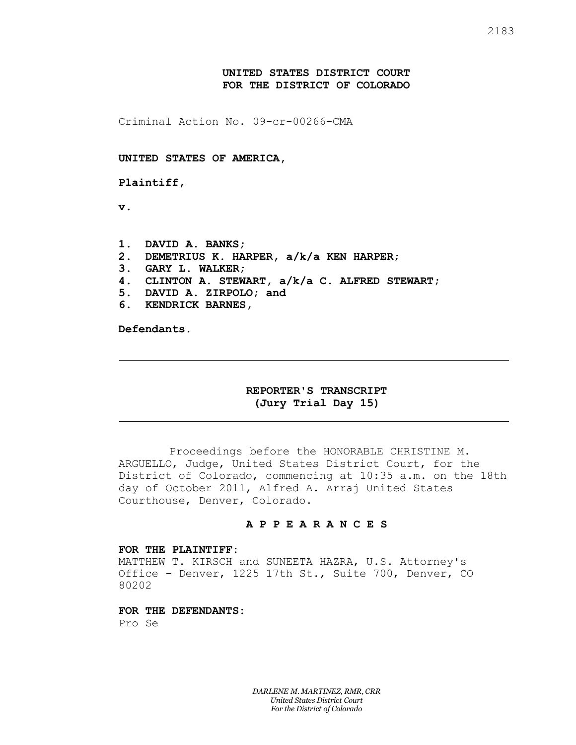**UNITED STATES DISTRICT COURT**
**FOR THE DISTRICT OF COLORADO**

Criminal Action No. 09-cr-00266-CMA

**UNITED STATES OF AMERICA,**

**Plaintiff,**

**v.**

1. **DAVID A. BANKS;**
2. **DEMETRIUS K. HARPER, a/k/a KEN HARPER;**
3. **GARY L. WALKER;**
4. **CLINTON A. STEWART, a/k/a C. ALFRED STEWART;**
5. **DAVID A. ZIRPOLO; and**
6. **KENDRICK BARNES,**

**Defendants.**

---

**REPORTER'S TRANSCRIPT**
**(Jury Trial Day 15)**

---

Proceedings before the HONORABLE CHRISTINE M. ARGUELLO, Judge, United States District Court, for the District of Colorado, commencing at 10:35 a.m. on the 18th day of October 2011, Alfred A. Arraj United States Courthouse, Denver, Colorado.

**A P P E A R A N C E S**

**FOR THE PLAINTIFF:**
MATTHEW T. KIRSCH and SUNEETA HAZRA, U.S. Attorney's Office - Denver, 1225 17th St., Suite 700, Denver, CO 80202

**FOR THE DEFENDANTS:**
Pro Se

*DARLENE M. MARTINEZ, RMR, CRR*
*United States District Court*
*For the District of Colorado*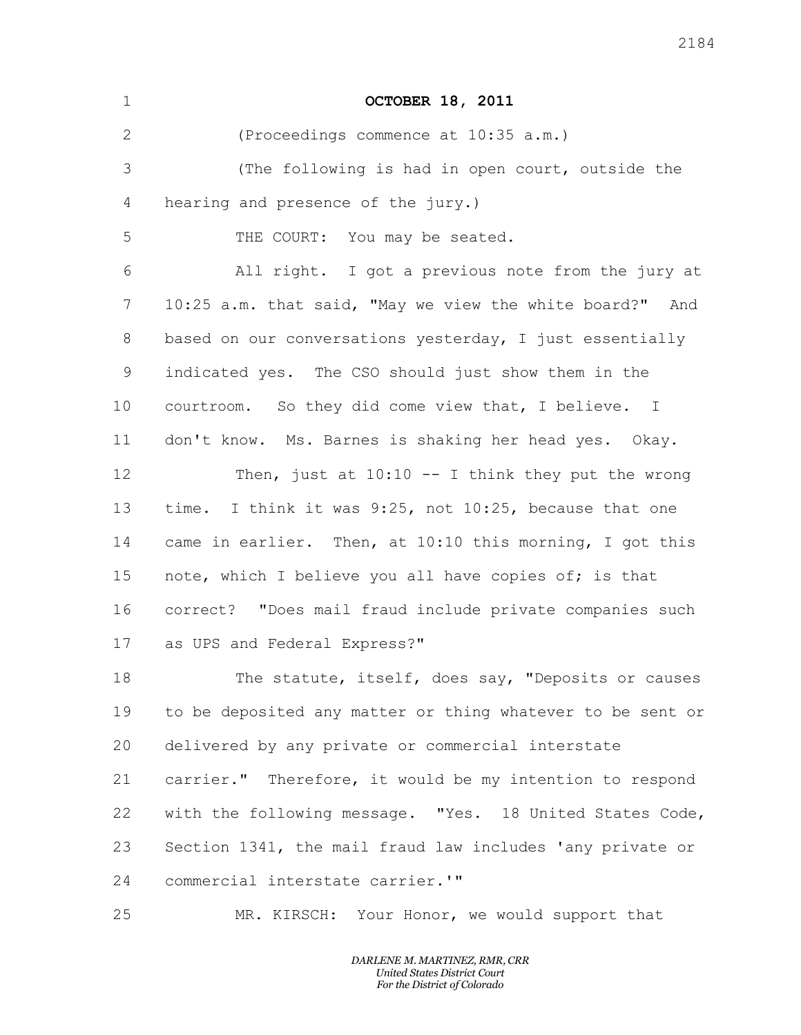**OCTOBER 18, 2011**

(Proceedings commence at 10:35 a.m.)

(The following is had in open court, outside the hearing and presence of the jury.)

THE COURT: You may be seated.

All right. I got a previous note from the jury at 10:25 a.m. that said, "May we view the white board?" And based on our conversations yesterday, I just essentially indicated yes. The CSO should just show them in the courtroom. So they did come view that, I believe. I don't know. Ms. Barnes is shaking her head yes. Okay.

Then, just at 10:10 -- I think they put the wrong time. I think it was 9:25, not 10:25, because that one came in earlier. Then, at 10:10 this morning, I got this note, which I believe you all have copies of; is that correct? "Does mail fraud include private companies such as UPS and Federal Express?"

The statute, itself, does say, "Deposits or causes to be deposited any matter or thing whatever to be sent or delivered by any private or commercial interstate carrier." Therefore, it would be my intention to respond with the following message. "Yes. 18 United States Code, Section 1341, the mail fraud law includes 'any private or commercial interstate carrier.'"

MR. KIRSCH: Your Honor, we would support that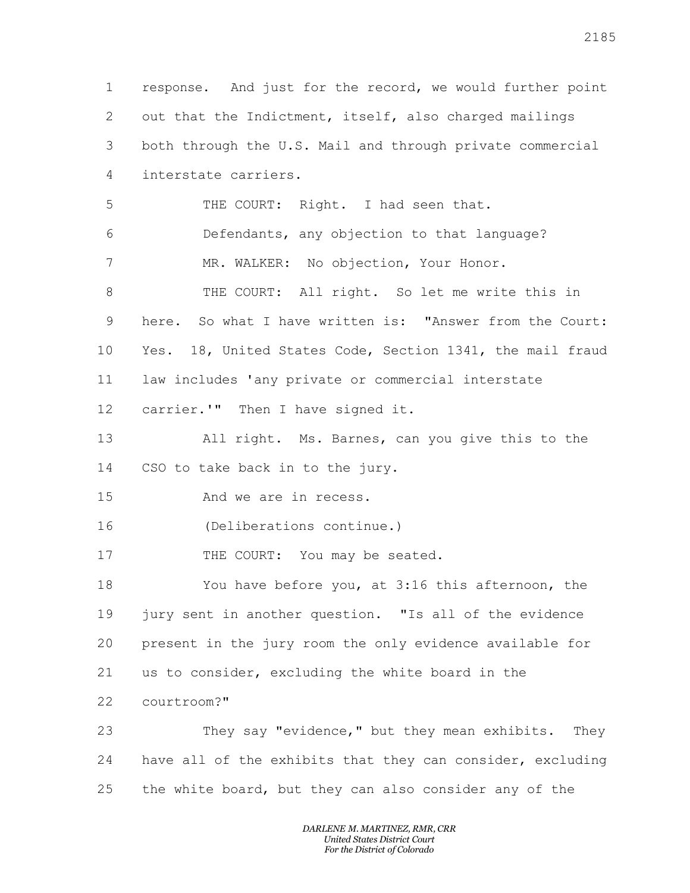1 response. And just for the record, we would further point
2 out that the Indictment, itself, also charged mailings
3 both through the U.S. Mail and through private commercial
4 interstate carriers.

5 THE COURT: Right. I had seen that.

6 Defendants, any objection to that language?

7 MR. WALKER: No objection, Your Honor.

8 THE COURT: All right. So let me write this in
9 here. So what I have written is: "Answer from the Court:
10 Yes. 18, United States Code, Section 1341, the mail fraud
11 law includes 'any private or commercial interstate
12 carrier.'" Then I have signed it.

13 All right. Ms. Barnes, can you give this to the
14 CSO to take back in to the jury.

15 And we are in recess.

16 (Deliberations continue.)

17 THE COURT: You may be seated.

18 You have before you, at 3:16 this afternoon, the
19 jury sent in another question. "Is all of the evidence
20 present in the jury room the only evidence available for
21 us to consider, excluding the white board in the
22 courtroom?"

23 They say "evidence," but they mean exhibits. They
24 have all of the exhibits that they can consider, excluding
25 the white board, but they can also consider any of the

*DARLENE M. MARTINEZ, RMR, CRR*
*United States District Court*
*For the District of Colorado*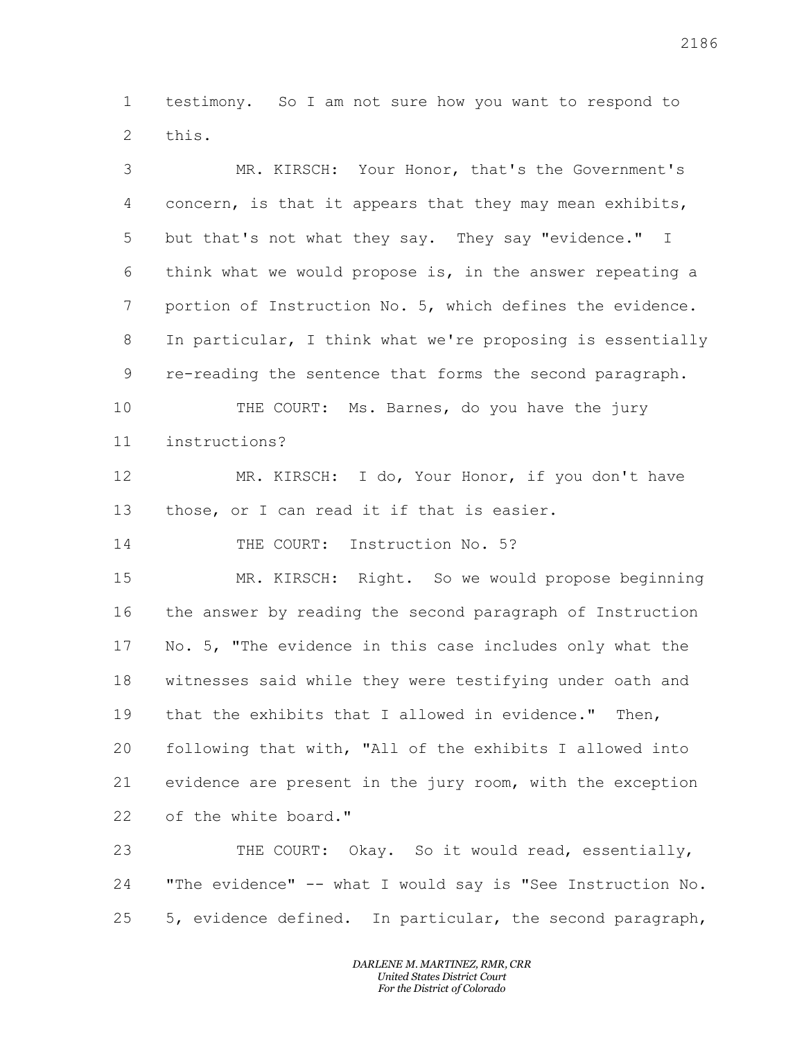1 testimony. So I am not sure how you want to respond to
2 this.

3 MR. KIRSCH: Your Honor, that's the Government's
4 concern, is that it appears that they may mean exhibits,
5 but that's not what they say. They say "evidence." I
6 think what we would propose is, in the answer repeating a
7 portion of Instruction No. 5, which defines the evidence.
8 In particular, I think what we're proposing is essentially
9 re-reading the sentence that forms the second paragraph.

10 THE COURT: Ms. Barnes, do you have the jury
11 instructions?

12 MR. KIRSCH: I do, Your Honor, if you don't have
13 those, or I can read it if that is easier.

14 THE COURT: Instruction No. 5?

15 MR. KIRSCH: Right. So we would propose beginning
16 the answer by reading the second paragraph of Instruction
17 No. 5, "The evidence in this case includes only what the
18 witnesses said while they were testifying under oath and
19 that the exhibits that I allowed in evidence." Then,
20 following that with, "All of the exhibits I allowed into
21 evidence are present in the jury room, with the exception
22 of the white board."

23 THE COURT: Okay. So it would read, essentially,
24 "The evidence" -- what I would say is "See Instruction No.
25 5, evidence defined. In particular, the second paragraph,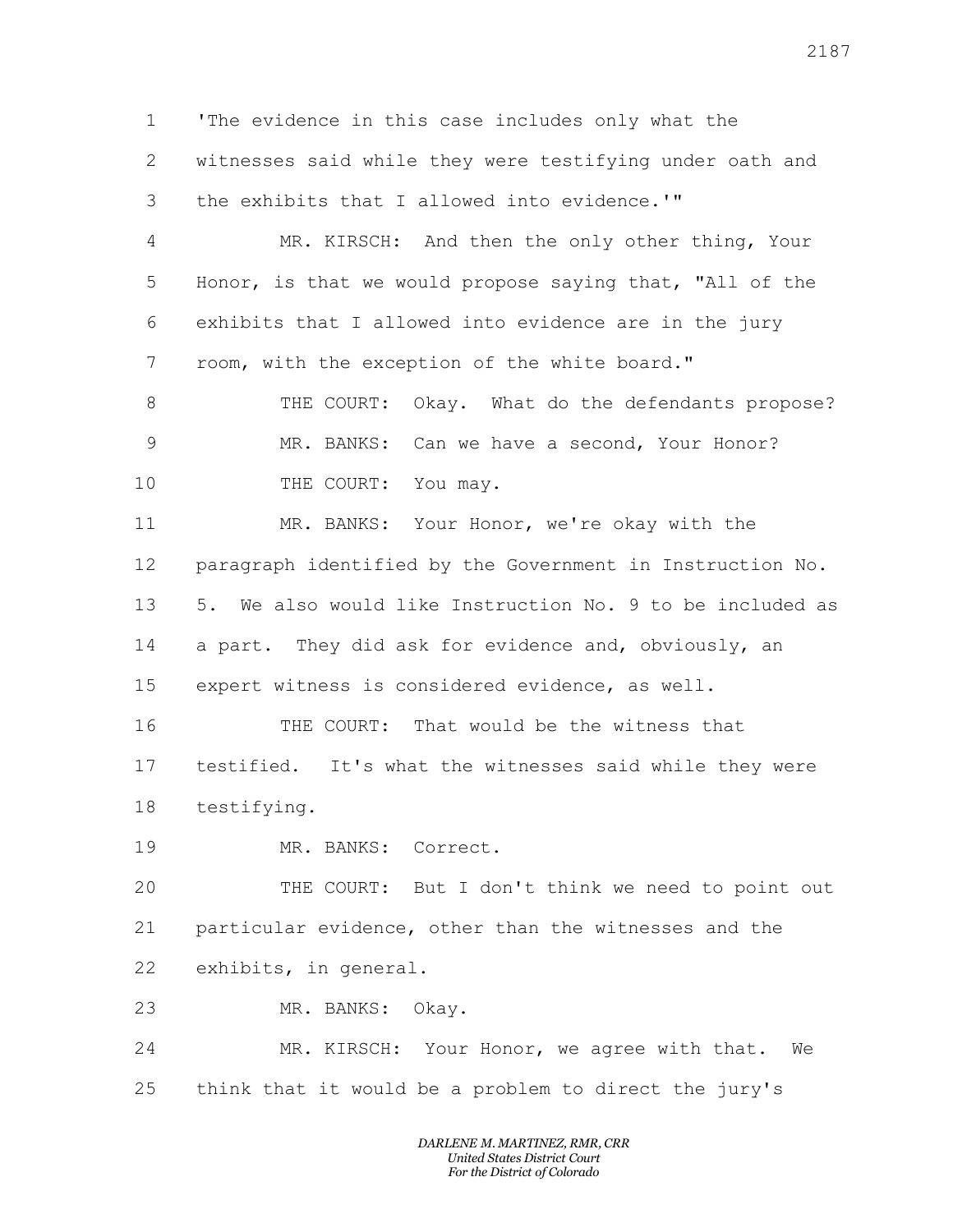'The evidence in this case includes only what the witnesses said while they were testifying under oath and the exhibits that I allowed into evidence.'"

MR. KIRSCH: And then the only other thing, Your Honor, is that we would propose saying that, "All of the exhibits that I allowed into evidence are in the jury room, with the exception of the white board."

THE COURT: Okay. What do the defendants propose?

MR. BANKS: Can we have a second, Your Honor?

THE COURT: You may.

MR. BANKS: Your Honor, we're okay with the paragraph identified by the Government in Instruction No. 5. We also would like Instruction No. 9 to be included as a part. They did ask for evidence and, obviously, an expert witness is considered evidence, as well.

THE COURT: That would be the witness that testified. It's what the witnesses said while they were testifying.

MR. BANKS: Correct.

THE COURT: But I don't think we need to point out particular evidence, other than the witnesses and the exhibits, in general.

MR. BANKS: Okay.

MR. KIRSCH: Your Honor, we agree with that. We think that it would be a problem to direct the jury's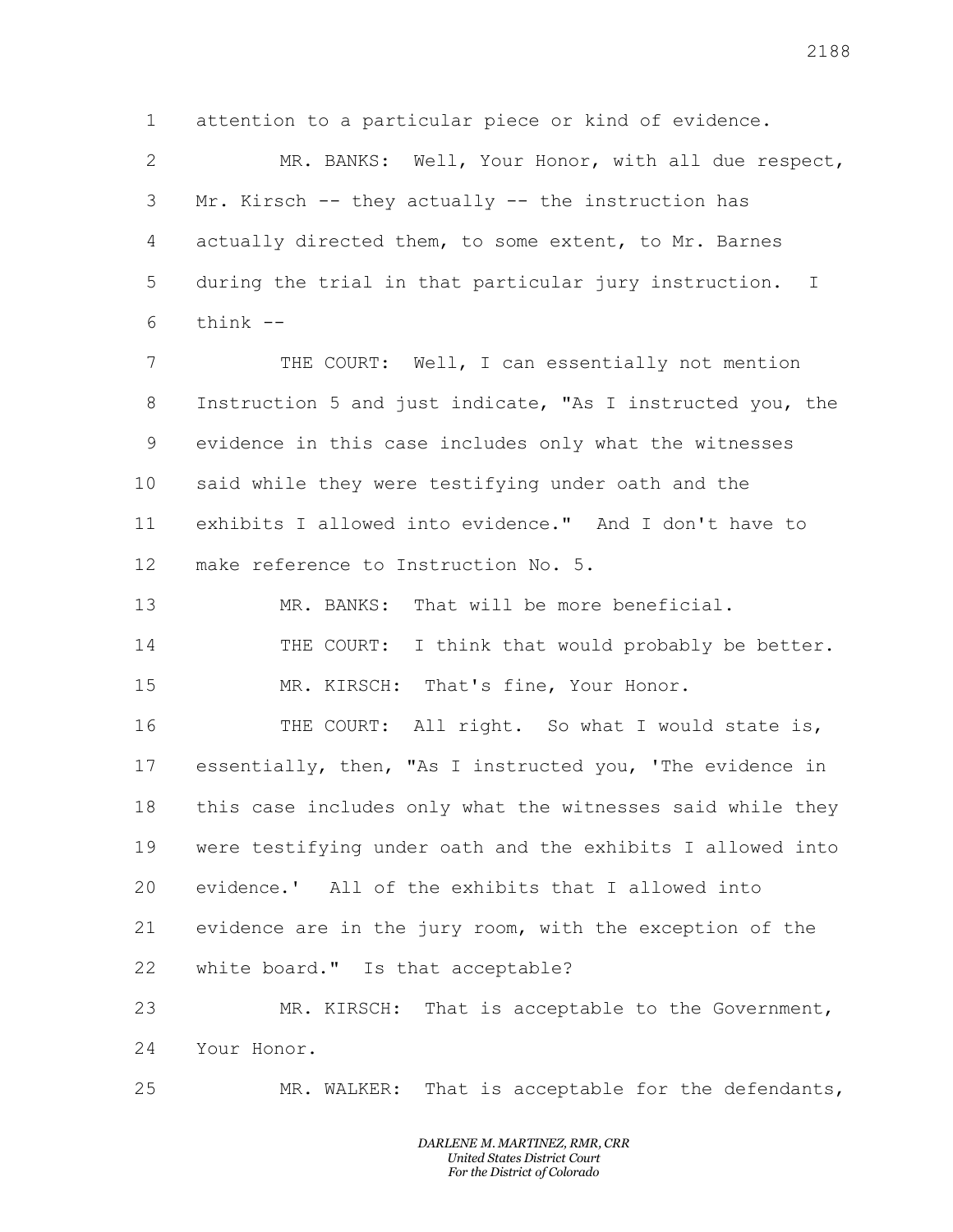1 attention to a particular piece or kind of evidence.

2 MR. BANKS: Well, Your Honor, with all due respect,

3 Mr. Kirsch -- they actually -- the instruction has

4 actually directed them, to some extent, to Mr. Barnes

5 during the trial in that particular jury instruction. I

6 think --

7 THE COURT: Well, I can essentially not mention

8 Instruction 5 and just indicate, "As I instructed you, the

9 evidence in this case includes only what the witnesses

10 said while they were testifying under oath and the

11 exhibits I allowed into evidence." And I don't have to

12 make reference to Instruction No. 5.

13 MR. BANKS: That will be more beneficial.

14 THE COURT: I think that would probably be better.

15 MR. KIRSCH: That's fine, Your Honor.

16 THE COURT: All right. So what I would state is,

17 essentially, then, "As I instructed you, 'The evidence in

18 this case includes only what the witnesses said while they

19 were testifying under oath and the exhibits I allowed into

20 evidence.' All of the exhibits that I allowed into

21 evidence are in the jury room, with the exception of the

22 white board." Is that acceptable?

23 MR. KIRSCH: That is acceptable to the Government,

24 Your Honor.

25 MR. WALKER: That is acceptable for the defendants,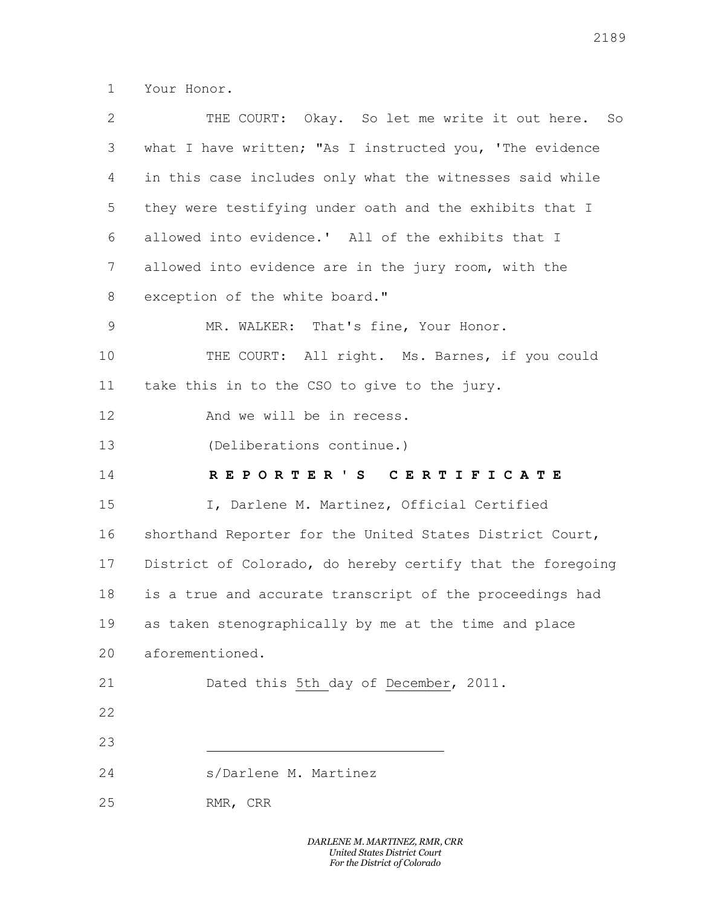Your Honor.

THE COURT: Okay. So let me write it out here. So what I have written; "As I instructed you, 'The evidence in this case includes only what the witnesses said while they were testifying under oath and the exhibits that I allowed into evidence.' All of the exhibits that I allowed into evidence are in the jury room, with the exception of the white board."

MR. WALKER: That's fine, Your Honor.

THE COURT: All right. Ms. Barnes, if you could take this in to the CSO to give to the jury.

And we will be in recess.

(Deliberations continue.)

**R E P O R T E R ' S C E R T I F I C A T E**

I, Darlene M. Martinez, Official Certified shorthand Reporter for the United States District Court, District of Colorado, do hereby certify that the foregoing is a true and accurate transcript of the proceedings had as taken stenographically by me at the time and place aforementioned.

Dated this 5th day of December, 2011.

\_\_\_\_\_\_\_\_\_\_\_\_\_\_\_\_\_\_\_\_\_\_\_\_\_\_\_\_\_\_

s/Darlene M. Martinez

RMR, CRR